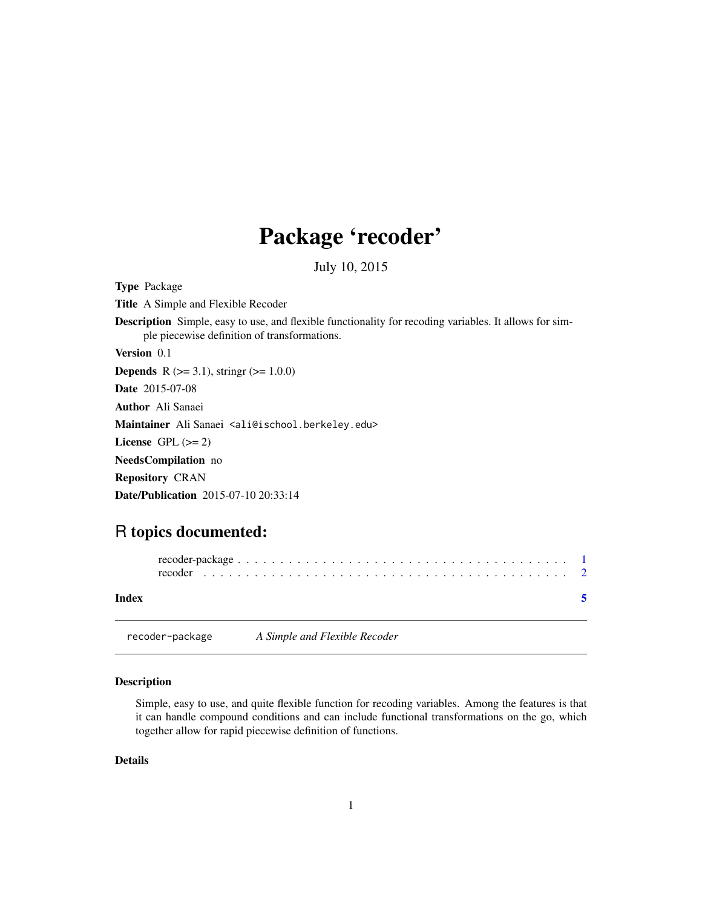# Package 'recoder'

July 10, 2015

**Type** Package

**Title** A Simple and Flexible Recoder

**Description** Simple, easy to use, and flexible functionality for recoding variables. It allows for simple piecewise definition of transformations.

**Version** 0.1

**Depends** R (>= 3.1), stringr (>= 1.0.0)

**Date** 2015-07-08

**Author** Ali Sanaei

**Maintainer** Ali Sanaei <ali@ischool.berkeley.edu>

**License** GPL (>= 2)

**NeedsCompilation** no

**Repository** CRAN

**Date/Publication** 2015-07-10 20:33:14

## R topics documented:

recoder-package . . . . . . . . . . . . . . . . . . . . . . . . . . . . . . . . . . . . . . . . . 1
recoder . . . . . . . . . . . . . . . . . . . . . . . . . . . . . . . . . . . . . . . . . . . . . . 2

**Index** 5

---

`recoder-package` *A Simple and Flexible Recoder*

---

### Description

Simple, easy to use, and quite flexible function for recoding variables. Among the features is that it can handle compound conditions and can include functional transformations on the go, which together allow for rapid piecewise definition of functions.

### Details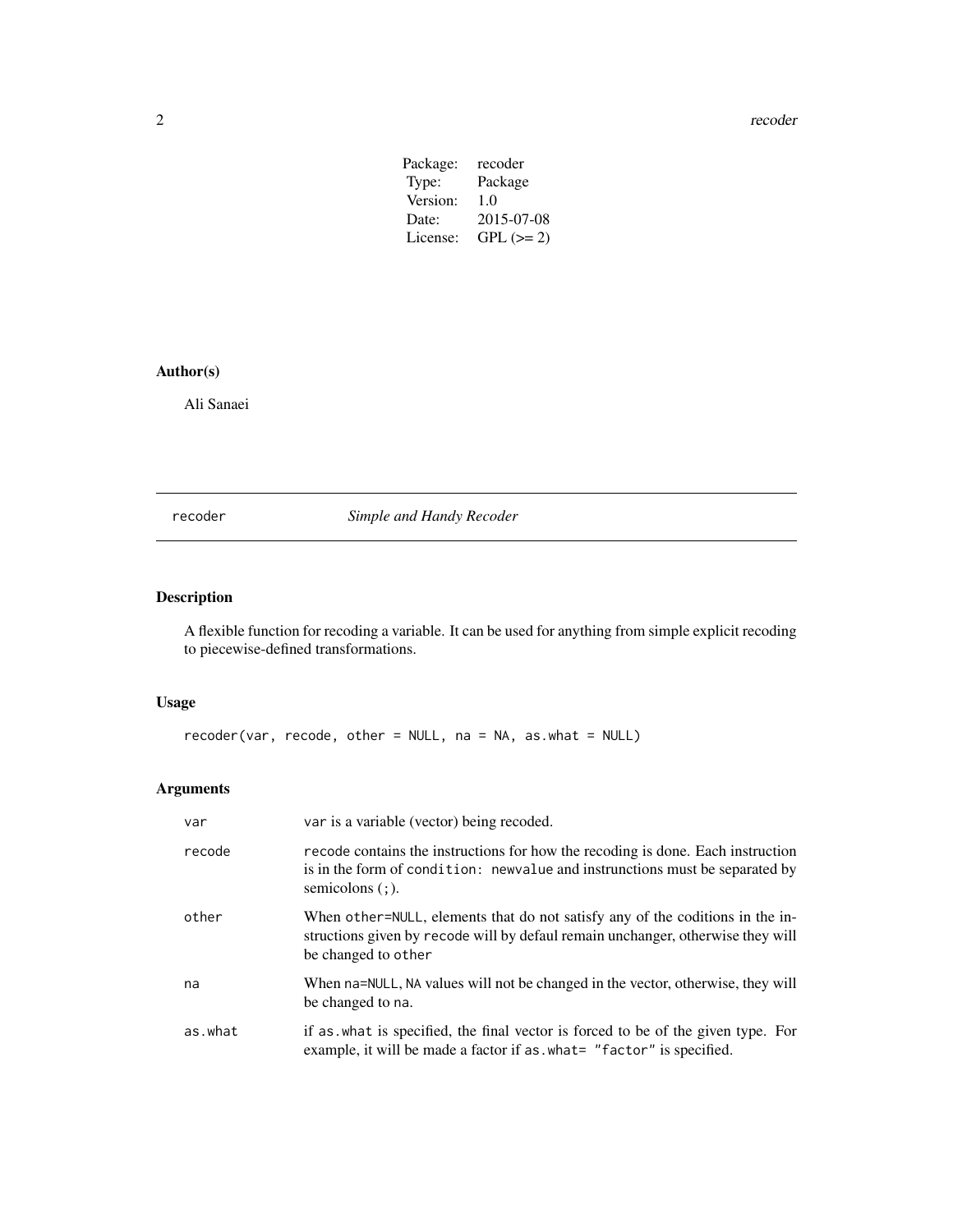| | |
|---|---|
| Package: | recoder |
| Type: | Package |
| Version: | 1.0 |
| Date: | 2015-07-08 |
| License: | GPL (>= 2) |

## Author(s)

Ali Sanaei

---

recoder &nbsp;&nbsp;&nbsp;&nbsp;&nbsp;&nbsp;&nbsp; *Simple and Handy Recoder*

---

## Description

A flexible function for recoding a variable. It can be used for anything from simple explicit recoding to piecewise-defined transformations.

## Usage

```
recoder(var, recode, other = NULL, na = NA, as.what = NULL)
```

## Arguments

| | |
|---|---|
| `var` | `var` is a variable (vector) being recoded. |
| `recode` | `recode` contains the instructions for how the recoding is done. Each instruction is in the form of `condition: newvalue` and instrunctions must be separated by semicolons (`;`). |
| `other` | When `other=NULL`, elements that do not satisfy any of the coditions in the instructions given by `recode` will by defaul remain unchanger, otherwise they will be changed to `other` |
| `na` | When `na=NULL`, `NA` values will not be changed in the vector, otherwise, they will be changed to `na`. |
| `as.what` | if `as.what` is specified, the final vector is forced to be of the given type. For example, it will be made a factor if `as.what= "factor"` is specified. |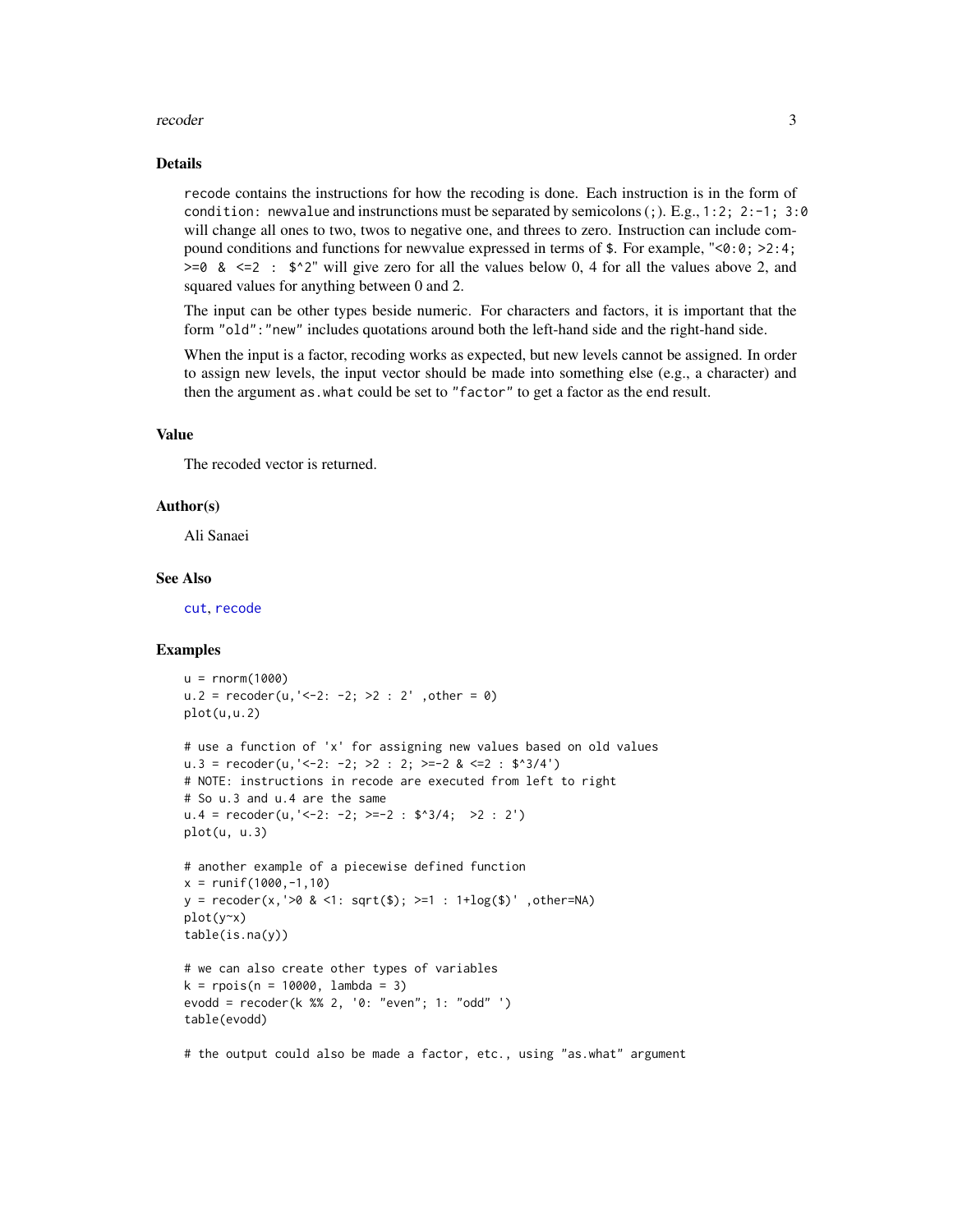## Details

`recode` contains the instructions for how the recoding is done. Each instruction is in the form of `condition: newvalue` and instrunctions must be separated by semicolons (`;`). E.g., `1:2; 2:-1; 3:0` will change all ones to two, twos to negative one, and threes to zero. Instruction can include compound conditions and functions for newvalue expressed in terms of `$`. For example, `"<0:0; >2:4; >=0 & <=2 : $^2"` will give zero for all the values below 0, 4 for all the values above 2, and squared values for anything between 0 and 2.

The input can be other types beside numeric. For characters and factors, it is important that the form `"old":"new"` includes quotations around both the left-hand side and the right-hand side.

When the input is a factor, recoding works as expected, but new levels cannot be assigned. In order to assign new levels, the input vector should be made into something else (e.g., a character) and then the argument `as.what` could be set to `"factor"` to get a factor as the end result.

## Value

The recoded vector is returned.

## Author(s)

Ali Sanaei

## See Also

`cut`, `recode`

## Examples

```
u = rnorm(1000)
u.2 = recoder(u,'<-2: -2; >2 : 2' ,other = 0)
plot(u,u.2)

# use a function of 'x' for assigning new values based on old values
u.3 = recoder(u,'<-2: -2; >2 : 2; >=-2 & <=2 : $^3/4')
# NOTE: instructions in recode are executed from left to right
# So u.3 and u.4 are the same
u.4 = recoder(u,'<-2: -2; >=-2 : $^3/4;  >2 : 2')
plot(u, u.3)

# another example of a piecewise defined function
x = runif(1000,-1,10)
y = recoder(x,'>0 & <1: sqrt($); >=1 : 1+log($)' ,other=NA)
plot(y~x)
table(is.na(y))

# we can also create other types of variables
k = rpois(n = 10000, lambda = 3)
evodd = recoder(k %% 2, '0: "even"; 1: "odd" ')
table(evodd)

# the output could also be made a factor, etc., using "as.what" argument
```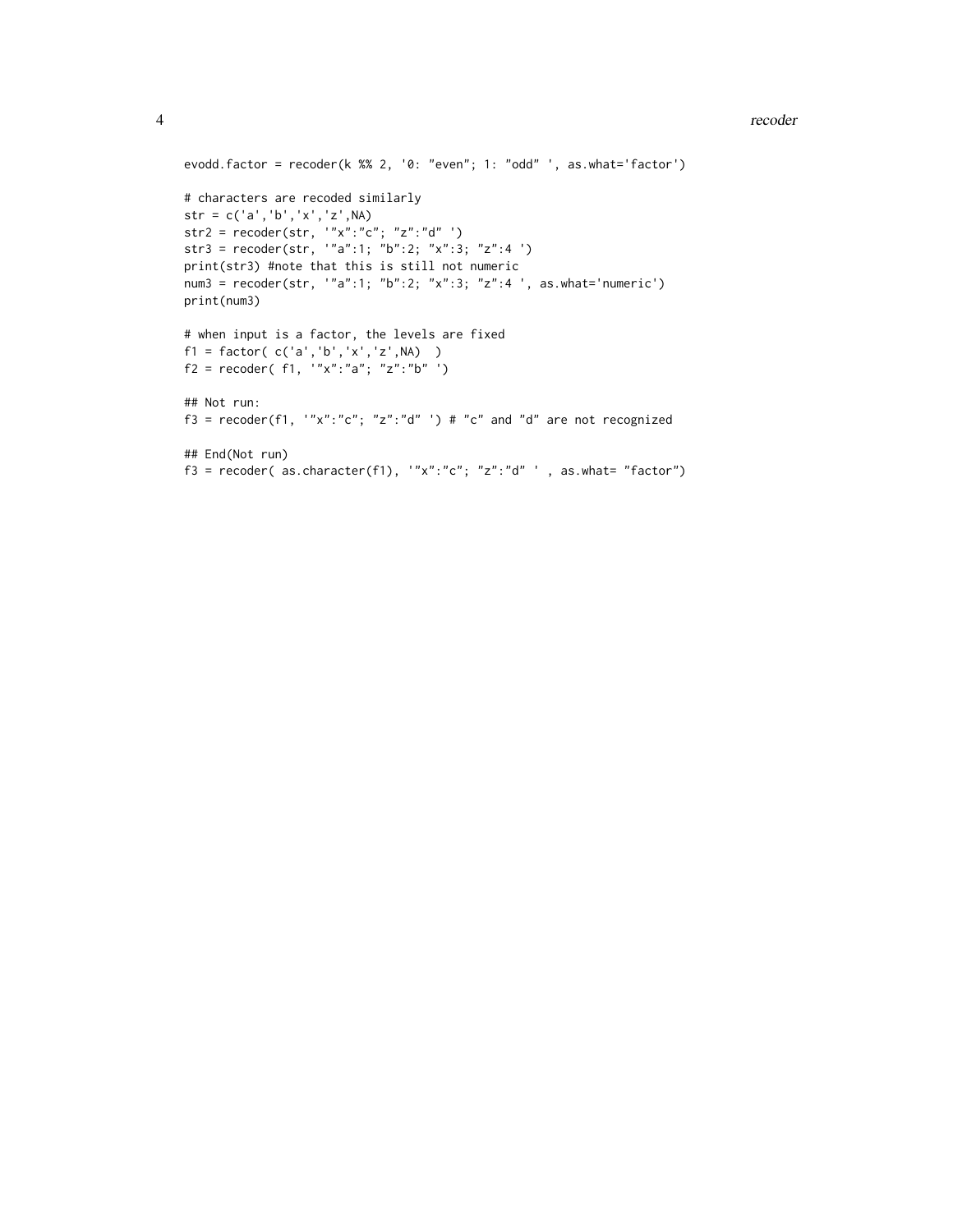```
evodd.factor = recoder(k %% 2, '0: "even"; 1: "odd" ', as.what='factor')

# characters are recoded similarly
str = c('a','b','x','z',NA)
str2 = recoder(str, '"x":"c"; "z":"d" ')
str3 = recoder(str, '"a":1; "b":2; "x":3; "z":4 ')
print(str3) #note that this is still not numeric
num3 = recoder(str, '"a":1; "b":2; "x":3; "z":4 ', as.what='numeric')
print(num3)

# when input is a factor, the levels are fixed
f1 = factor( c('a','b','x','z',NA)  )
f2 = recoder( f1, '"x":"a"; "z":"b" ')

## Not run:
f3 = recoder(f1, '"x":"c"; "z":"d" ') # "c" and "d" are not recognized

## End(Not run)
f3 = recoder( as.character(f1), '"x":"c"; "z":"d" ' , as.what= "factor")
```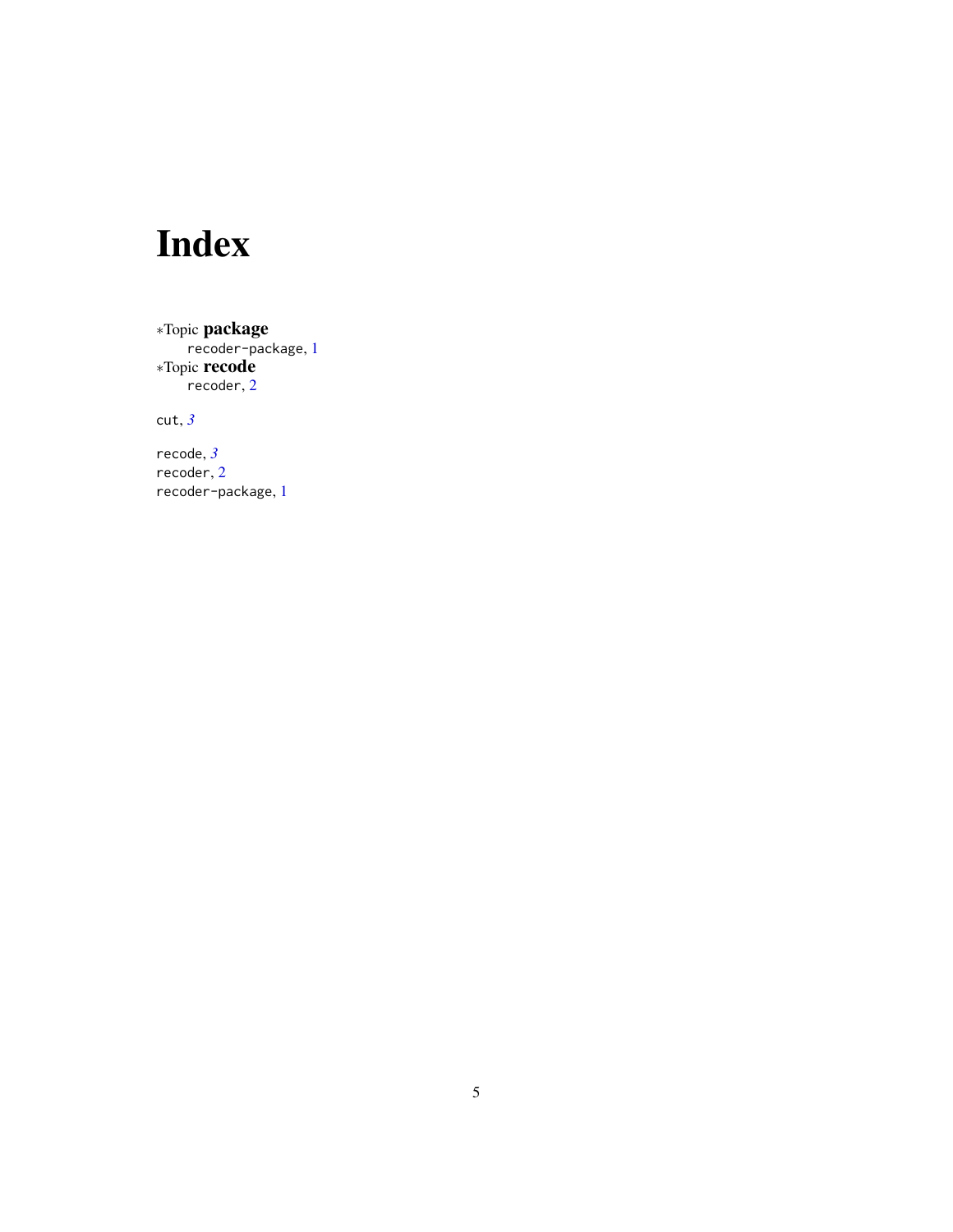# Index

∗Topic **package**
    recoder-package, 1
∗Topic **recode**
    recoder, 2

cut, *3*

recode, *3*
recoder, 2
recoder-package, 1